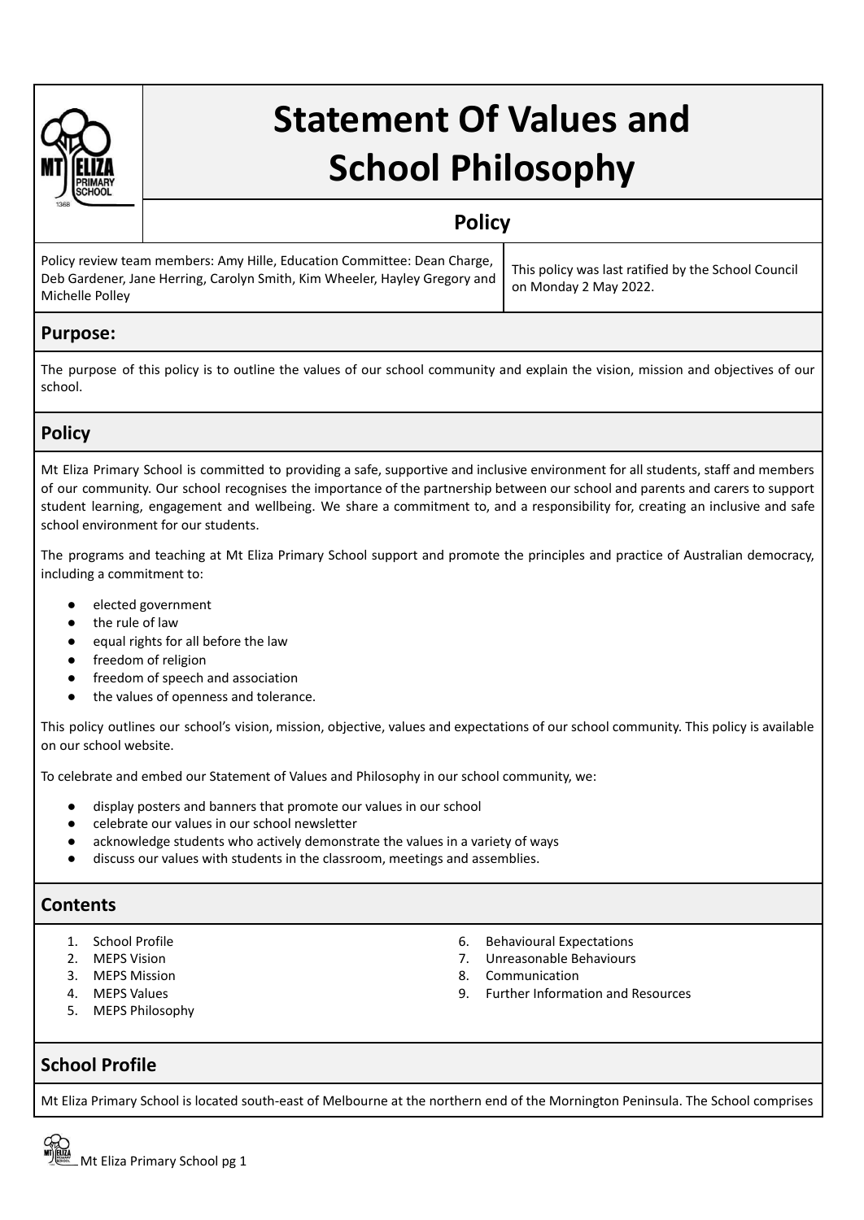# Statement Of Values and School Philosophy

## Policy

| Policy review team members: Amy Hille, Education Committee: Dean Charge, Deb Gardener, Jane Herring, Carolyn Smith, Kim Wheeler, Hayley Gregory and Michelle Polley | This policy was last ratified by the School Council on Monday 2 May 2022. |
| --- | --- |

## Purpose:

The purpose of this policy is to outline the values of our school community and explain the vision, mission and objectives of our school.

## Policy

Mt Eliza Primary School is committed to providing a safe, supportive and inclusive environment for all students, staff and members of our community. Our school recognises the importance of the partnership between our school and parents and carers to support student learning, engagement and wellbeing. We share a commitment to, and a responsibility for, creating an inclusive and safe school environment for our students.

The programs and teaching at Mt Eliza Primary School support and promote the principles and practice of Australian democracy, including a commitment to:

- elected government
- the rule of law
- equal rights for all before the law
- freedom of religion
- freedom of speech and association
- the values of openness and tolerance.

This policy outlines our school's vision, mission, objective, values and expectations of our school community. This policy is available on our school website.

To celebrate and embed our Statement of Values and Philosophy in our school community, we:

- display posters and banners that promote our values in our school
- celebrate our values in our school newsletter
- acknowledge students who actively demonstrate the values in a variety of ways
- discuss our values with students in the classroom, meetings and assemblies.

## Contents

1. School Profile
2. MEPS Vision
3. MEPS Mission
4. MEPS Values
5. MEPS Philosophy
6. Behavioural Expectations
7. Unreasonable Behaviours
8. Communication
9. Further Information and Resources

## School Profile

Mt Eliza Primary School is located south-east of Melbourne at the northern end of the Mornington Peninsula. The School comprises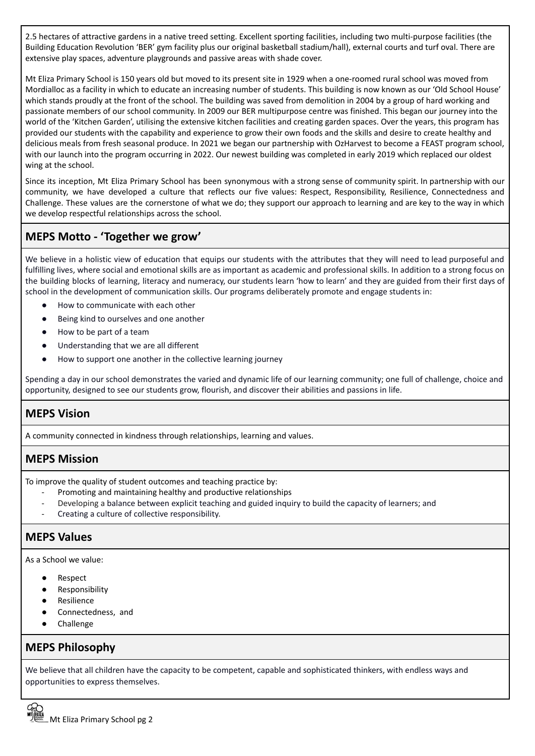2.5 hectares of attractive gardens in a native treed setting. Excellent sporting facilities, including two multi-purpose facilities (the Building Education Revolution 'BER' gym facility plus our original basketball stadium/hall), external courts and turf oval. There are extensive play spaces, adventure playgrounds and passive areas with shade cover.

Mt Eliza Primary School is 150 years old but moved to its present site in 1929 when a one-roomed rural school was moved from Mordialloc as a facility in which to educate an increasing number of students. This building is now known as our 'Old School House' which stands proudly at the front of the school. The building was saved from demolition in 2004 by a group of hard working and passionate members of our school community. In 2009 our BER multipurpose centre was finished. This began our journey into the world of the 'Kitchen Garden', utilising the extensive kitchen facilities and creating garden spaces. Over the years, this program has provided our students with the capability and experience to grow their own foods and the skills and desire to create healthy and delicious meals from fresh seasonal produce. In 2021 we began our partnership with OzHarvest to become a FEAST program school, with our launch into the program occurring in 2022. Our newest building was completed in early 2019 which replaced our oldest wing at the school.

Since its inception, Mt Eliza Primary School has been synonymous with a strong sense of community spirit. In partnership with our community, we have developed a culture that reflects our five values: Respect, Responsibility, Resilience, Connectedness and Challenge. These values are the cornerstone of what we do; they support our approach to learning and are key to the way in which we develop respectful relationships across the school.

## MEPS Motto - 'Together we grow'

We believe in a holistic view of education that equips our students with the attributes that they will need to lead purposeful and fulfilling lives, where social and emotional skills are as important as academic and professional skills. In addition to a strong focus on the building blocks of learning, literacy and numeracy, our students learn 'how to learn' and they are guided from their first days of school in the development of communication skills. Our programs deliberately promote and engage students in:

- How to communicate with each other
- Being kind to ourselves and one another
- How to be part of a team
- Understanding that we are all different
- How to support one another in the collective learning journey

Spending a day in our school demonstrates the varied and dynamic life of our learning community; one full of challenge, choice and opportunity, designed to see our students grow, flourish, and discover their abilities and passions in life.

## MEPS Vision

A community connected in kindness through relationships, learning and values.

## MEPS Mission

To improve the quality of student outcomes and teaching practice by:

- Promoting and maintaining healthy and productive relationships
- Developing a balance between explicit teaching and guided inquiry to build the capacity of learners; and
- Creating a culture of collective responsibility.

## MEPS Values

As a School we value:

- Respect
- Responsibility
- Resilience
- Connectedness, and
- Challenge

## MEPS Philosophy

We believe that all children have the capacity to be competent, capable and sophisticated thinkers, with endless ways and opportunities to express themselves.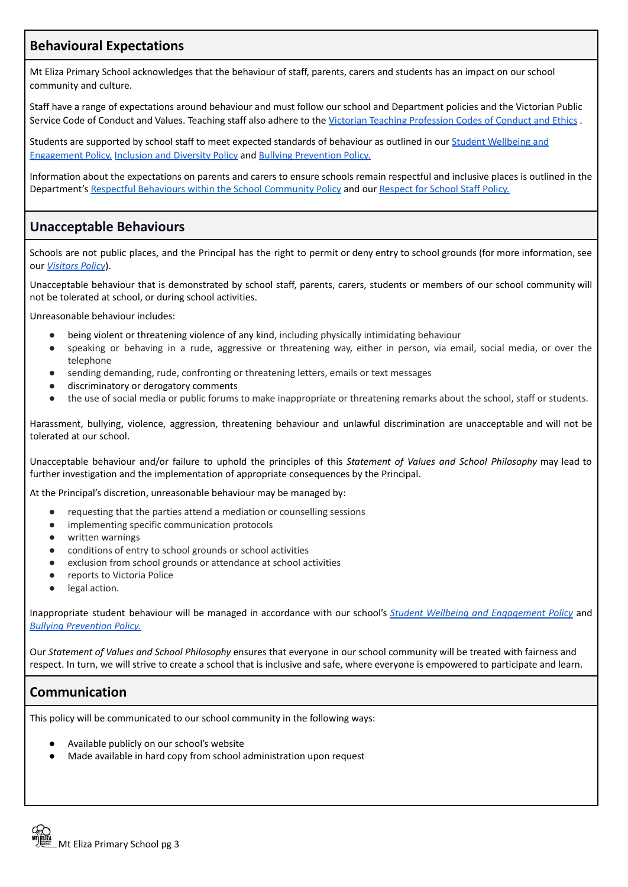## Behavioural Expectations

Mt Eliza Primary School acknowledges that the behaviour of staff, parents, carers and students has an impact on our school community and culture.

Staff have a range of expectations around behaviour and must follow our school and Department policies and the Victorian Public Service Code of Conduct and Values. Teaching staff also adhere to the Victorian Teaching Profession Codes of Conduct and Ethics .

Students are supported by school staff to meet expected standards of behaviour as outlined in our Student Wellbeing and Engagement Policy, Inclusion and Diversity Policy and Bullying Prevention Policy.

Information about the expectations on parents and carers to ensure schools remain respectful and inclusive places is outlined in the Department's Respectful Behaviours within the School Community Policy and our Respect for School Staff Policy.

## Unacceptable Behaviours

Schools are not public places, and the Principal has the right to permit or deny entry to school grounds (for more information, see our *Visitors Policy*).

Unacceptable behaviour that is demonstrated by school staff, parents, carers, students or members of our school community will not be tolerated at school, or during school activities.

Unreasonable behaviour includes:

- being violent or threatening violence of any kind, including physically intimidating behaviour
- speaking or behaving in a rude, aggressive or threatening way, either in person, via email, social media, or over the telephone
- sending demanding, rude, confronting or threatening letters, emails or text messages
- discriminatory or derogatory comments
- the use of social media or public forums to make inappropriate or threatening remarks about the school, staff or students.

Harassment, bullying, violence, aggression, threatening behaviour and unlawful discrimination are unacceptable and will not be tolerated at our school.

Unacceptable behaviour and/or failure to uphold the principles of this *Statement of Values and School Philosophy* may lead to further investigation and the implementation of appropriate consequences by the Principal.

At the Principal's discretion, unreasonable behaviour may be managed by:

- requesting that the parties attend a mediation or counselling sessions
- implementing specific communication protocols
- written warnings
- conditions of entry to school grounds or school activities
- exclusion from school grounds or attendance at school activities
- reports to Victoria Police
- legal action.

Inappropriate student behaviour will be managed in accordance with our school's *Student Wellbeing and Engagement Policy* and *Bullying Prevention Policy.*

Our *Statement of Values and School Philosophy* ensures that everyone in our school community will be treated with fairness and respect. In turn, we will strive to create a school that is inclusive and safe, where everyone is empowered to participate and learn.

## Communication

This policy will be communicated to our school community in the following ways:

- Available publicly on our school's website
- Made available in hard copy from school administration upon request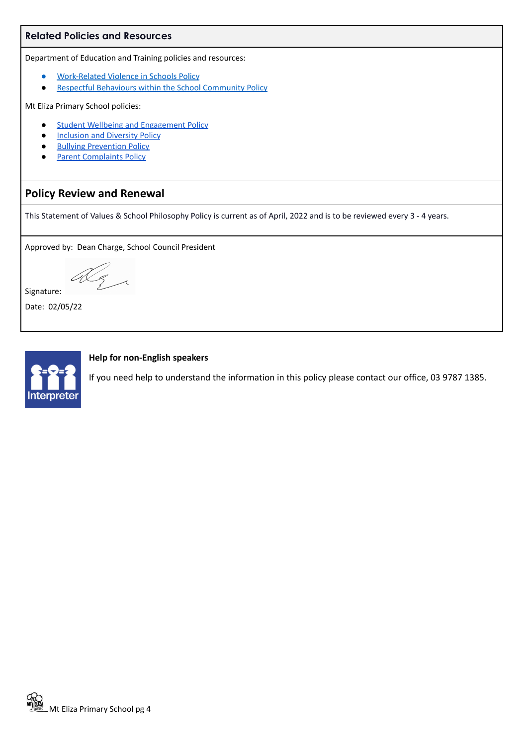## Related Policies and Resources

Department of Education and Training policies and resources:

- Work-Related Violence in Schools Policy
- Respectful Behaviours within the School Community Policy

Mt Eliza Primary School policies:

- Student Wellbeing and Engagement Policy
- Inclusion and Diversity Policy
- Bullying Prevention Policy
- Parent Complaints Policy

## Policy Review and Renewal

This Statement of Values & School Philosophy Policy is current as of April, 2022 and is to be reviewed every 3 - 4 years.

Approved by: Dean Charge, School Council President

Signature:

Date: 02/05/22

**Help for non-English speakers**

If you need help to understand the information in this policy please contact our office, 03 9787 1385.